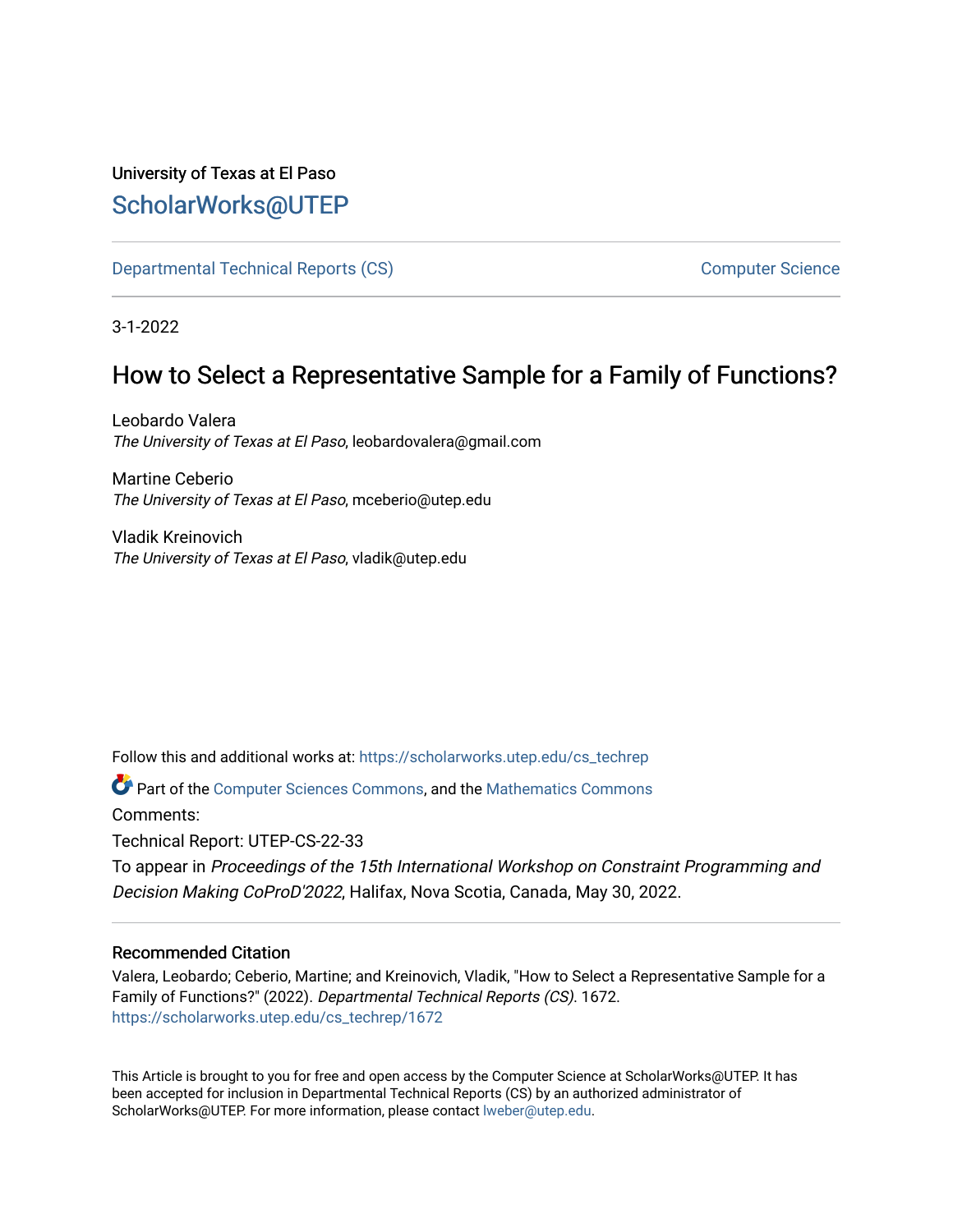University of Texas at El Paso

# ScholarWorks@UTEP

Departmental Technical Reports (CS) | Computer Science

3-1-2022

## How to Select a Representative Sample for a Family of Functions?

Leobardo Valera
*The University of Texas at El Paso*, leobardovalera@gmail.com

Martine Ceberio
*The University of Texas at El Paso*, mceberio@utep.edu

Vladik Kreinovich
*The University of Texas at El Paso*, vladik@utep.edu

Follow this and additional works at: https://scholarworks.utep.edu/cs_techrep

Part of the Computer Sciences Commons, and the Mathematics Commons

Comments:

Technical Report: UTEP-CS-22-33

To appear in *Proceedings of the 15th International Workshop on Constraint Programming and Decision Making CoProD'2022*, Halifax, Nova Scotia, Canada, May 30, 2022.

### Recommended Citation

Valera, Leobardo; Ceberio, Martine; and Kreinovich, Vladik, "How to Select a Representative Sample for a Family of Functions?" (2022). *Departmental Technical Reports (CS)*. 1672.
https://scholarworks.utep.edu/cs_techrep/1672

This Article is brought to you for free and open access by the Computer Science at ScholarWorks@UTEP. It has been accepted for inclusion in Departmental Technical Reports (CS) by an authorized administrator of ScholarWorks@UTEP. For more information, please contact lweber@utep.edu.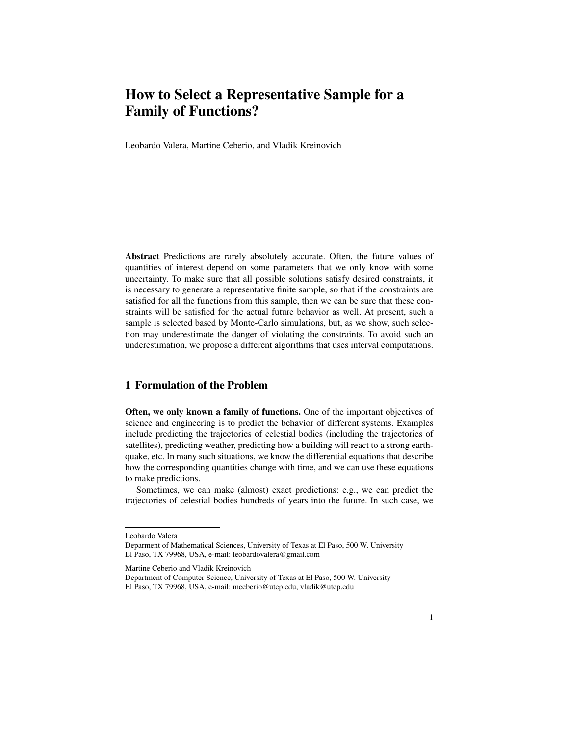# How to Select a Representative Sample for a Family of Functions?

Leobardo Valera, Martine Ceberio, and Vladik Kreinovich

**Abstract** Predictions are rarely absolutely accurate. Often, the future values of quantities of interest depend on some parameters that we only know with some uncertainty. To make sure that all possible solutions satisfy desired constraints, it is necessary to generate a representative finite sample, so that if the constraints are satisfied for all the functions from this sample, then we can be sure that these constraints will be satisfied for the actual future behavior as well. At present, such a sample is selected based by Monte-Carlo simulations, but, as we show, such selection may underestimate the danger of violating the constraints. To avoid such an underestimation, we propose a different algorithms that uses interval computations.

## 1 Formulation of the Problem

**Often, we only known a family of functions.** One of the important objectives of science and engineering is to predict the behavior of different systems. Examples include predicting the trajectories of celestial bodies (including the trajectories of satellites), predicting weather, predicting how a building will react to a strong earthquake, etc. In many such situations, we know the differential equations that describe how the corresponding quantities change with time, and we can use these equations to make predictions.

Sometimes, we can make (almost) exact predictions: e.g., we can predict the trajectories of celestial bodies hundreds of years into the future. In such case, we

---

Leobardo Valera
Deparment of Mathematical Sciences, University of Texas at El Paso, 500 W. University
El Paso, TX 79968, USA, e-mail: leobardovalera@gmail.com

Martine Ceberio and Vladik Kreinovich
Department of Computer Science, University of Texas at El Paso, 500 W. University
El Paso, TX 79968, USA, e-mail: mceberio@utep.edu, vladik@utep.edu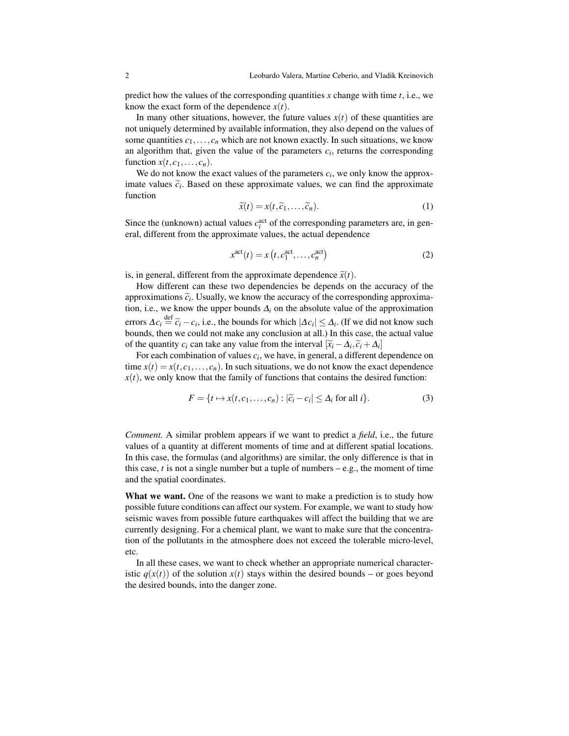predict how the values of the corresponding quantities $x$ change with time $t$, i.e., we know the exact form of the dependence $x(t)$.

In many other situations, however, the future values $x(t)$ of these quantities are not uniquely determined by available information, they also depend on the values of some quantities $c_1, \ldots, c_n$ which are not known exactly. In such situations, we know an algorithm that, given the value of the parameters $c_i$, returns the corresponding function $x(t, c_1, \ldots, c_n)$.

We do not know the exact values of the parameters $c_i$, we only know the approximate values $\widetilde{c}_i$. Based on these approximate values, we can find the approximate function

$$\widetilde{x}(t) = x(t, \widetilde{c}_1, \ldots, \widetilde{c}_n). \tag{1}$$

Since the (unknown) actual values $c_i^{\text{act}}$ of the corresponding parameters are, in general, different from the approximate values, the actual dependence

$$x^{\text{act}}(t) = x\left(t, c_1^{\text{act}}, \ldots, c_n^{\text{act}}\right) \tag{2}$$

is, in general, different from the approximate dependence $\widetilde{x}(t)$.

How different can these two dependencies be depends on the accuracy of the approximations $\widetilde{c}_i$. Usually, we know the accuracy of the corresponding approximation, i.e., we know the upper bounds $\Delta_i$ on the absolute value of the approximation errors $\Delta c_i \stackrel{\text{def}}{=} \widetilde{c}_i - c_i$, i.e., the bounds for which $|\Delta c_i| \le \Delta_i$. (If we did not know such bounds, then we could not make any conclusion at all.) In this case, the actual value of the quantity $c_i$ can take any value from the interval $[\widetilde{x}_i - \Delta_i, \widetilde{c}_i + \Delta_i]$

For each combination of values $c_i$, we have, in general, a different dependence on time $x(t) = x(t, c_1, \ldots, c_n)$. In such situations, we do not know the exact dependence $x(t)$, we only know that the family of functions that contains the desired function:

$$F = \{t \mapsto x(t, c_1, \ldots, c_n) : |\widetilde{c}_i - c_i| \le \Delta_i \text{ for all } i\}. \tag{3}$$

*Comment.* A similar problem appears if we want to predict a *field*, i.e., the future values of a quantity at different moments of time and at different spatial locations. In this case, the formulas (and algorithms) are similar, the only difference is that in this case, $t$ is not a single number but a tuple of numbers – e.g., the moment of time and the spatial coordinates.

**What we want.** One of the reasons we want to make a prediction is to study how possible future conditions can affect our system. For example, we want to study how seismic waves from possible future earthquakes will affect the building that we are currently designing. For a chemical plant, we want to make sure that the concentration of the pollutants in the atmosphere does not exceed the tolerable micro-level, etc.

In all these cases, we want to check whether an appropriate numerical characteristic $q(x(t))$ of the solution $x(t)$ stays within the desired bounds – or goes beyond the desired bounds, into the danger zone.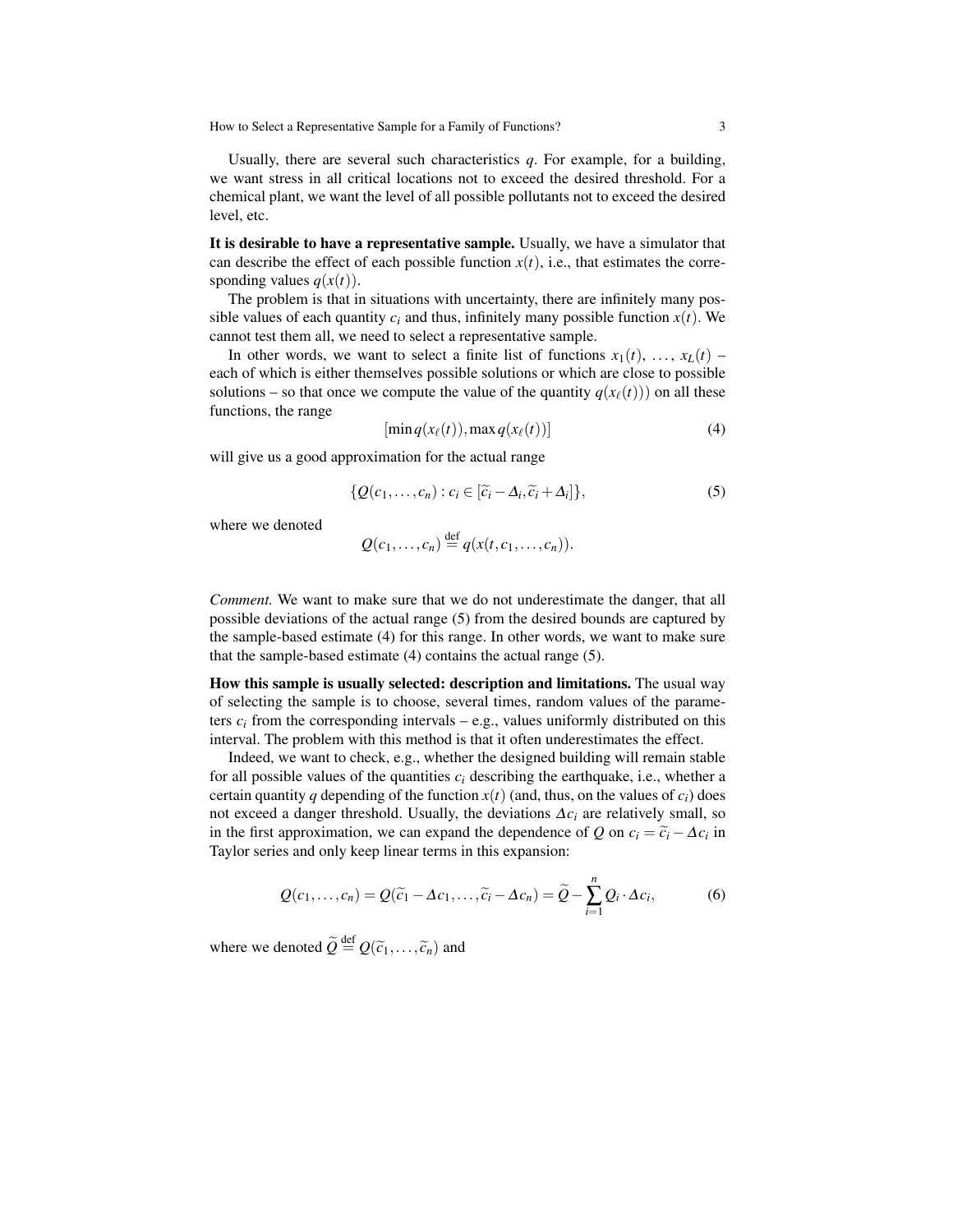Usually, there are several such characteristics $q$. For example, for a building, we want stress in all critical locations not to exceed the desired threshold. For a chemical plant, we want the level of all possible pollutants not to exceed the desired level, etc.

**It is desirable to have a representative sample.** Usually, we have a simulator that can describe the effect of each possible function $x(t)$, i.e., that estimates the corresponding values $q(x(t))$.

The problem is that in situations with uncertainty, there are infinitely many possible values of each quantity $c_i$ and thus, infinitely many possible function $x(t)$. We cannot test them all, we need to select a representative sample.

In other words, we want to select a finite list of functions $x_1(t), \ldots, x_L(t)$ – each of which is either themselves possible solutions or which are close to possible solutions – so that once we compute the value of the quantity $q(x_\ell(t))$ on all these functions, the range

$$[\min q(x_\ell(t)), \max q(x_\ell(t))] \tag{4}$$

will give us a good approximation for the actual range

$$\{Q(c_1, \ldots, c_n) : c_i \in [\widetilde{c}_i - \Delta_i, \widetilde{c}_i + \Delta_i]\}, \tag{5}$$

where we denoted

$$Q(c_1, \ldots, c_n) \stackrel{\text{def}}{=} q(x(t, c_1, \ldots, c_n)).$$

*Comment.* We want to make sure that we do not underestimate the danger, that all possible deviations of the actual range (5) from the desired bounds are captured by the sample-based estimate (4) for this range. In other words, we want to make sure that the sample-based estimate (4) contains the actual range (5).

**How this sample is usually selected: description and limitations.** The usual way of selecting the sample is to choose, several times, random values of the parameters $c_i$ from the corresponding intervals – e.g., values uniformly distributed on this interval. The problem with this method is that it often underestimates the effect.

Indeed, we want to check, e.g., whether the designed building will remain stable for all possible values of the quantities $c_i$ describing the earthquake, i.e., whether a certain quantity $q$ depending of the function $x(t)$ (and, thus, on the values of $c_i$) does not exceed a danger threshold. Usually, the deviations $\Delta c_i$ are relatively small, so in the first approximation, we can expand the dependence of $Q$ on $c_i = \widetilde{c}_i - \Delta c_i$ in Taylor series and only keep linear terms in this expansion:

$$Q(c_1, \ldots, c_n) = Q(\widetilde{c}_1 - \Delta c_1, \ldots, \widetilde{c}_i - \Delta c_n) = \widetilde{Q} - \sum_{i=1}^{n} Q_i \cdot \Delta c_i, \tag{6}$$

where we denoted $\widetilde{Q} \stackrel{\text{def}}{=} Q(\widetilde{c}_1, \ldots, \widetilde{c}_n)$ and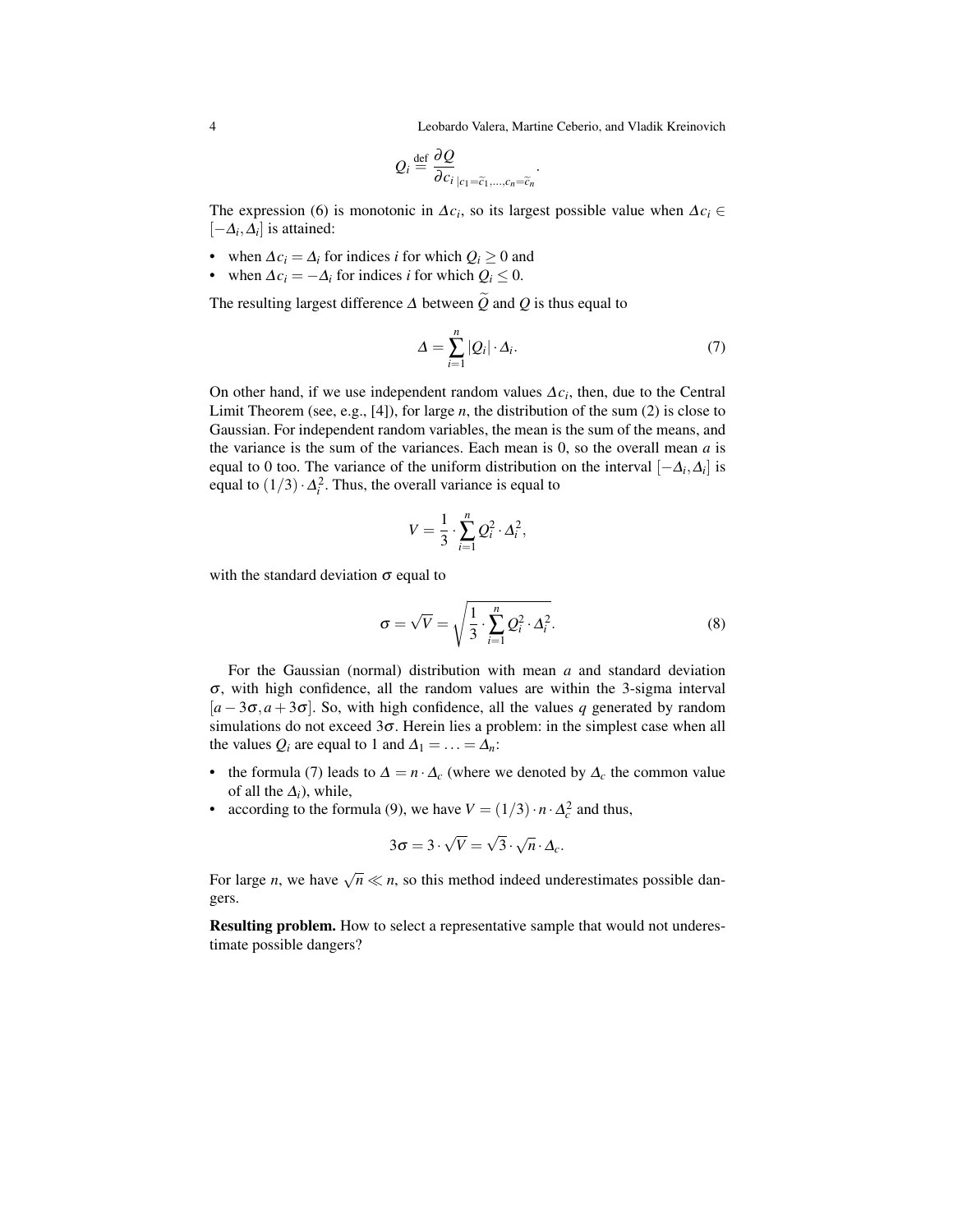$$Q_i \stackrel{\text{def}}{=} \frac{\partial Q}{\partial c_i}_{|c_1=\widetilde{c}_1,\ldots,c_n=\widetilde{c}_n}.$$

The expression (6) is monotonic in $\Delta c_i$, so its largest possible value when $\Delta c_i \in [-\Delta_i, \Delta_i]$ is attained:

- when $\Delta c_i = \Delta_i$ for indices $i$ for which $Q_i \geq 0$ and
- when $\Delta c_i = -\Delta_i$ for indices $i$ for which $Q_i \leq 0$.

The resulting largest difference $\Delta$ between $\widetilde{Q}$ and $Q$ is thus equal to

$$\Delta = \sum_{i=1}^{n} |Q_i| \cdot \Delta_i. \tag{7}$$

On other hand, if we use independent random values $\Delta c_i$, then, due to the Central Limit Theorem (see, e.g., [4]), for large $n$, the distribution of the sum (2) is close to Gaussian. For independent random variables, the mean is the sum of the means, and the variance is the sum of the variances. Each mean is 0, so the overall mean $a$ is equal to 0 too. The variance of the uniform distribution on the interval $[-\Delta_i, \Delta_i]$ is equal to $(1/3) \cdot \Delta_i^2$. Thus, the overall variance is equal to

$$V = \frac{1}{3} \cdot \sum_{i=1}^{n} Q_i^2 \cdot \Delta_i^2,$$

with the standard deviation $\sigma$ equal to

$$\sigma = \sqrt{V} = \sqrt{\frac{1}{3} \cdot \sum_{i=1}^{n} Q_i^2 \cdot \Delta_i^2}. \tag{8}$$

For the Gaussian (normal) distribution with mean $a$ and standard deviation $\sigma$, with high confidence, all the random values are within the 3-sigma interval $[a - 3\sigma, a + 3\sigma]$. So, with high confidence, all the values $q$ generated by random simulations do not exceed $3\sigma$. Herein lies a problem: in the simplest case when all the values $Q_i$ are equal to 1 and $\Delta_1 = \ldots = \Delta_n$:

- the formula (7) leads to $\Delta = n \cdot \Delta_c$ (where we denoted by $\Delta_c$ the common value of all the $\Delta_i$), while,
- according to the formula (9), we have $V = (1/3) \cdot n \cdot \Delta_c^2$ and thus,

$$3\sigma = 3 \cdot \sqrt{V} = \sqrt{3} \cdot \sqrt{n} \cdot \Delta_c.$$

For large $n$, we have $\sqrt{n} \ll n$, so this method indeed underestimates possible dangers.

**Resulting problem.** How to select a representative sample that would not underestimate possible dangers?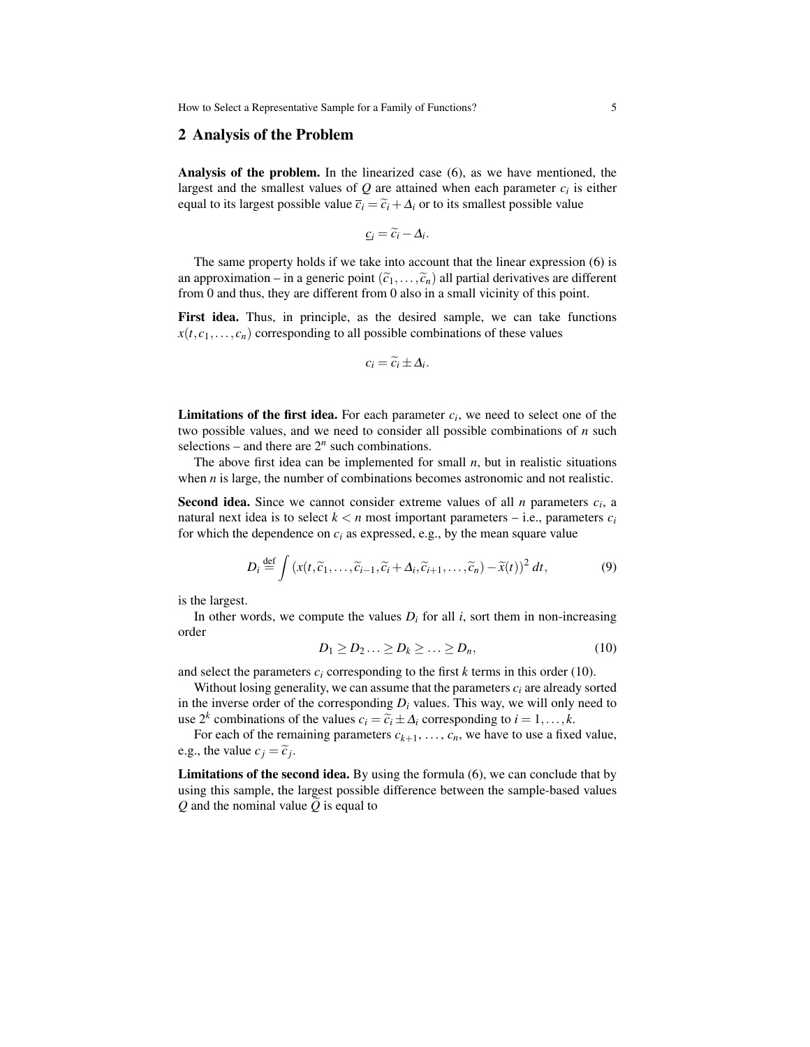## 2 Analysis of the Problem

**Analysis of the problem.** In the linearized case (6), as we have mentioned, the largest and the smallest values of $Q$ are attained when each parameter $c_i$ is either equal to its largest possible value $\overline{c}_i = \widetilde{c}_i + \Delta_i$ or to its smallest possible value

$$\underline{c}_i = \widetilde{c}_i - \Delta_i.$$

The same property holds if we take into account that the linear expression (6) is an approximation – in a generic point $(\widetilde{c}_1, \ldots, \widetilde{c}_n)$ all partial derivatives are different from 0 and thus, they are different from 0 also in a small vicinity of this point.

**First idea.** Thus, in principle, as the desired sample, we can take functions $x(t, c_1, \ldots, c_n)$ corresponding to all possible combinations of these values

$$c_i = \widetilde{c}_i \pm \Delta_i.$$

**Limitations of the first idea.** For each parameter $c_i$, we need to select one of the two possible values, and we need to consider all possible combinations of $n$ such selections – and there are $2^n$ such combinations.

The above first idea can be implemented for small $n$, but in realistic situations when $n$ is large, the number of combinations becomes astronomic and not realistic.

**Second idea.** Since we cannot consider extreme values of all $n$ parameters $c_i$, a natural next idea is to select $k < n$ most important parameters – i.e., parameters $c_i$ for which the dependence on $c_i$ as expressed, e.g., by the mean square value

$$D_i \stackrel{\text{def}}{=} \int \left(x(t, \widetilde{c}_1, \ldots, \widetilde{c}_{i-1}, \widetilde{c}_i + \Delta_i, \widetilde{c}_{i+1}, \ldots, \widetilde{c}_n) - \widetilde{x}(t)\right)^2 dt, \tag{9}$$

is the largest.

In other words, we compute the values $D_i$ for all $i$, sort them in non-increasing order

$$D_1 \geq D_2 \ldots \geq D_k \geq \ldots \geq D_n, \tag{10}$$

and select the parameters $c_i$ corresponding to the first $k$ terms in this order (10).

Without losing generality, we can assume that the parameters $c_i$ are already sorted in the inverse order of the corresponding $D_i$ values. This way, we will only need to use $2^k$ combinations of the values $c_i = \widetilde{c}_i \pm \Delta_i$ corresponding to $i = 1, \ldots, k$.

For each of the remaining parameters $c_{k+1}, \ldots, c_n$, we have to use a fixed value, e.g., the value $c_j = \widetilde{c}_j$.

**Limitations of the second idea.** By using the formula (6), we can conclude that by using this sample, the largest possible difference between the sample-based values $Q$ and the nominal value $\widetilde{Q}$ is equal to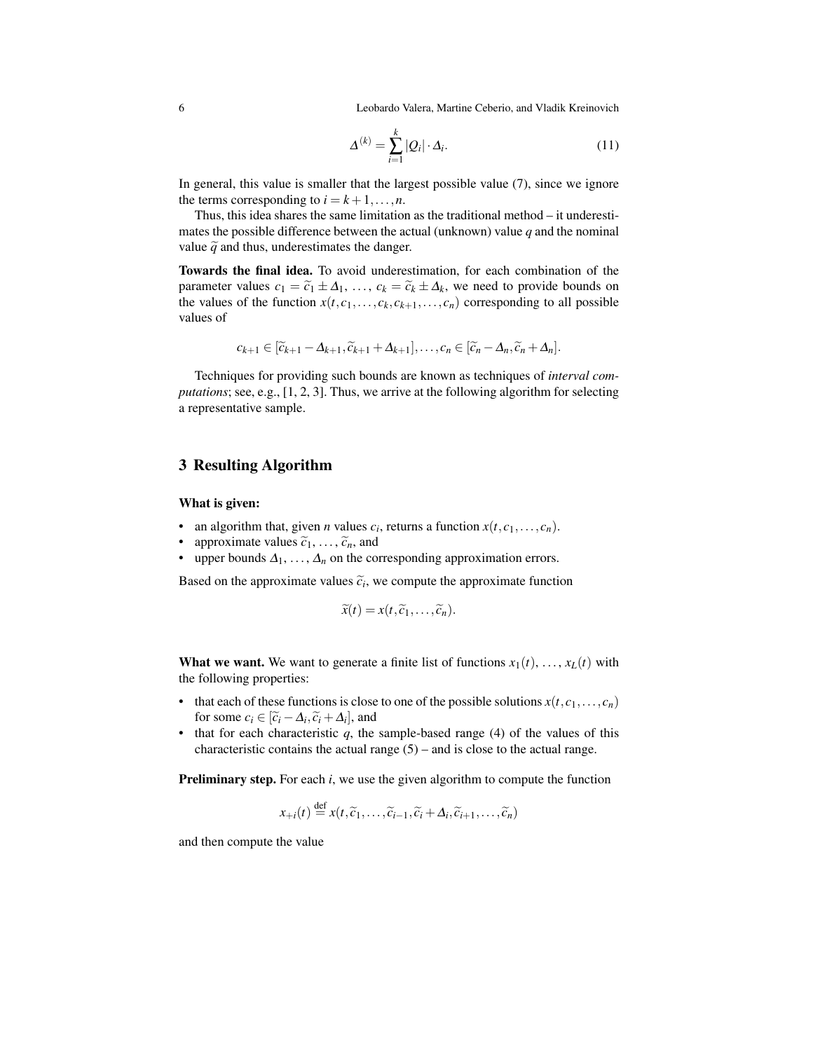$$\Delta^{(k)} = \sum_{i=1}^{k} |Q_i| \cdot \Delta_i. \tag{11}$$

In general, this value is smaller that the largest possible value (7), since we ignore the terms corresponding to $i = k+1, \ldots, n$.

Thus, this idea shares the same limitation as the traditional method – it underestimates the possible difference between the actual (unknown) value $q$ and the nominal value $\widetilde{q}$ and thus, underestimates the danger.

**Towards the final idea.** To avoid underestimation, for each combination of the parameter values $c_1 = \widetilde{c}_1 \pm \Delta_1, \ldots, c_k = \widetilde{c}_k \pm \Delta_k$, we need to provide bounds on the values of the function $x(t, c_1, \ldots, c_k, c_{k+1}, \ldots, c_n)$ corresponding to all possible values of

$$c_{k+1} \in [\widetilde{c}_{k+1} - \Delta_{k+1}, \widetilde{c}_{k+1} + \Delta_{k+1}], \ldots, c_n \in [\widetilde{c}_n - \Delta_n, \widetilde{c}_n + \Delta_n].$$

Techniques for providing such bounds are known as techniques of *interval computations*; see, e.g., [1, 2, 3]. Thus, we arrive at the following algorithm for selecting a representative sample.

## 3 Resulting Algorithm

**What is given:**

- an algorithm that, given $n$ values $c_i$, returns a function $x(t, c_1, \ldots, c_n)$.
- approximate values $\widetilde{c}_1, \ldots, \widetilde{c}_n$, and
- upper bounds $\Delta_1, \ldots, \Delta_n$ on the corresponding approximation errors.

Based on the approximate values $\widetilde{c}_i$, we compute the approximate function

$$\widetilde{x}(t) = x(t, \widetilde{c}_1, \ldots, \widetilde{c}_n).$$

**What we want.** We want to generate a finite list of functions $x_1(t), \ldots, x_L(t)$ with the following properties:

- that each of these functions is close to one of the possible solutions $x(t, c_1, \ldots, c_n)$ for some $c_i \in [\widetilde{c}_i - \Delta_i, \widetilde{c}_i + \Delta_i]$, and
- that for each characteristic $q$, the sample-based range (4) of the values of this characteristic contains the actual range (5) – and is close to the actual range.

**Preliminary step.** For each $i$, we use the given algorithm to compute the function

$$x_{+i}(t) \stackrel{\text{def}}{=} x(t, \widetilde{c}_1, \ldots, \widetilde{c}_{i-1}, \widetilde{c}_i + \Delta_i, \widetilde{c}_{i+1}, \ldots, \widetilde{c}_n)$$

and then compute the value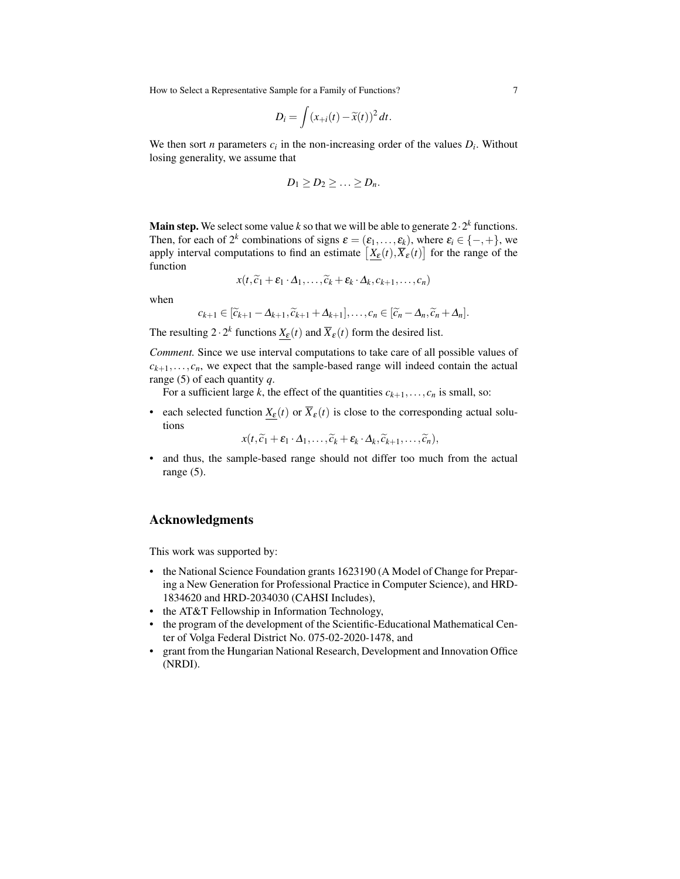$$D_i = \int (x_{+i}(t) - \widetilde{x}(t))^2 \, dt.$$

We then sort $n$ parameters $c_i$ in the non-increasing order of the values $D_i$. Without losing generality, we assume that

$$D_1 \geq D_2 \geq \ldots \geq D_n.$$

**Main step.** We select some value $k$ so that we will be able to generate $2 \cdot 2^k$ functions. Then, for each of $2^k$ combinations of signs $\varepsilon = (\varepsilon_1, \ldots, \varepsilon_k)$, where $\varepsilon_i \in \{-, +\}$, we apply interval computations to find an estimate $\left[\underline{X_\varepsilon}(t), \overline{X}_\varepsilon(t)\right]$ for the range of the function

$$x(t, \widetilde{c}_1 + \varepsilon_1 \cdot \Delta_1, \ldots, \widetilde{c}_k + \varepsilon_k \cdot \Delta_k, c_{k+1}, \ldots, c_n)$$

when

$$c_{k+1} \in [\widetilde{c}_{k+1} - \Delta_{k+1}, \widetilde{c}_{k+1} + \Delta_{k+1}], \ldots, c_n \in [\widetilde{c}_n - \Delta_n, \widetilde{c}_n + \Delta_n].$$

The resulting $2 \cdot 2^k$ functions $\underline{X_\varepsilon}(t)$ and $\overline{X}_\varepsilon(t)$ form the desired list.

*Comment.* Since we use interval computations to take care of all possible values of $c_{k+1}, \ldots, c_n$, we expect that the sample-based range will indeed contain the actual range (5) of each quantity $q$.

For a sufficient large $k$, the effect of the quantities $c_{k+1}, \ldots, c_n$ is small, so:

- each selected function $\underline{X_\varepsilon}(t)$ or $\overline{X}_\varepsilon(t)$ is close to the corresponding actual solutions

$$x(t, \widetilde{c}_1 + \varepsilon_1 \cdot \Delta_1, \ldots, \widetilde{c}_k + \varepsilon_k \cdot \Delta_k, \widetilde{c}_{k+1}, \ldots, \widetilde{c}_n),$$

- and thus, the sample-based range should not differ too much from the actual range (5).

## Acknowledgments

This work was supported by:

- the National Science Foundation grants 1623190 (A Model of Change for Preparing a New Generation for Professional Practice in Computer Science), and HRD-1834620 and HRD-2034030 (CAHSI Includes),
- the AT&T Fellowship in Information Technology,
- the program of the development of the Scientific-Educational Mathematical Center of Volga Federal District No. 075-02-2020-1478, and
- grant from the Hungarian National Research, Development and Innovation Office (NRDI).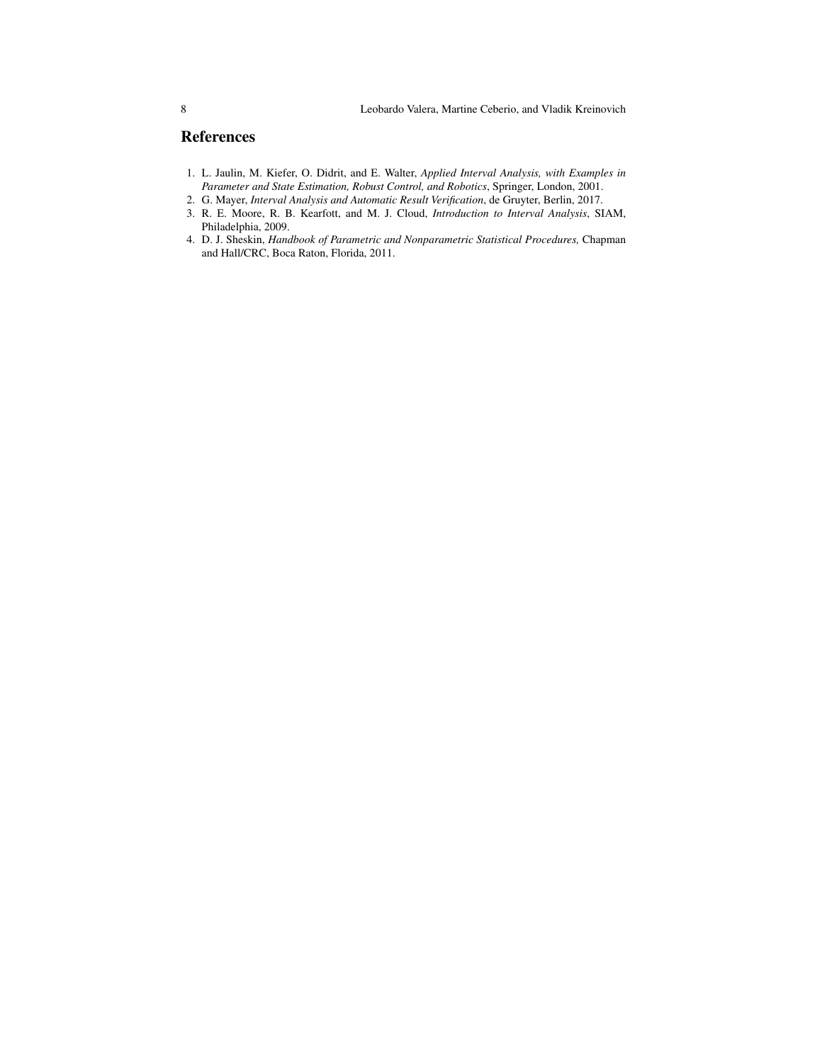## References

1. L. Jaulin, M. Kiefer, O. Didrit, and E. Walter, *Applied Interval Analysis, with Examples in Parameter and State Estimation, Robust Control, and Robotics*, Springer, London, 2001.
2. G. Mayer, *Interval Analysis and Automatic Result Verification*, de Gruyter, Berlin, 2017.
3. R. E. Moore, R. B. Kearfott, and M. J. Cloud, *Introduction to Interval Analysis*, SIAM, Philadelphia, 2009.
4. D. J. Sheskin, *Handbook of Parametric and Nonparametric Statistical Procedures,* Chapman and Hall/CRC, Boca Raton, Florida, 2011.